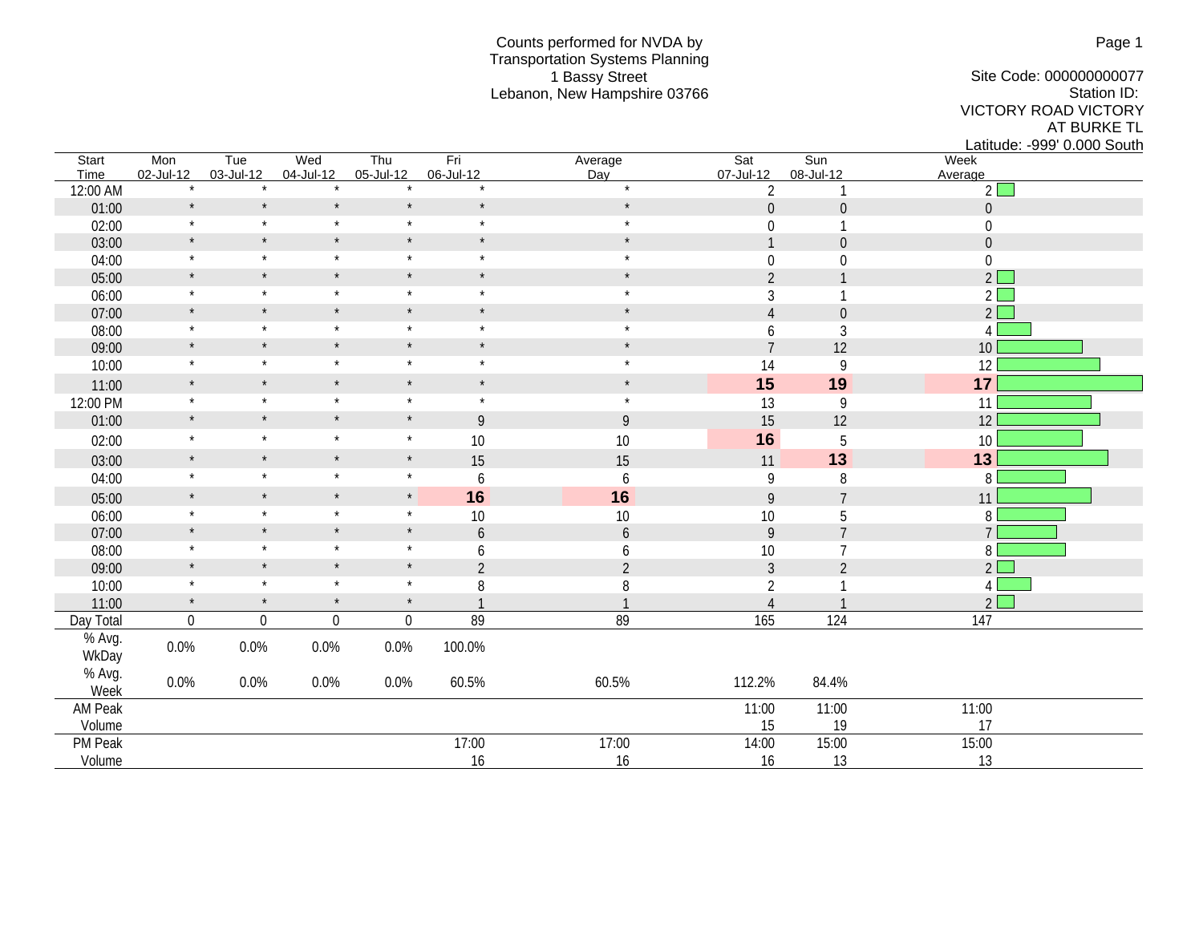Counts performed for NVDA by
Transportation Systems Planning
1 Bassy Street
Lebanon, New Hampshire 03766

Site Code: 000000000077
Station ID:
VICTORY ROAD VICTORY
AT BURKE TL
Latitude: -999' 0.000 South

| Start Time | Mon 02-Jul-12 | Tue 03-Jul-12 | Wed 04-Jul-12 | Thu 05-Jul-12 | Fri 06-Jul-12 | Average Day | Sat 07-Jul-12 | Sun 08-Jul-12 | Week Average |
|---|---|---|---|---|---|---|---|---|---|
| 12:00 AM | * | * | * | * | * | * | 2 | 1 | 2 |
| 01:00 | * | * | * | * | * | * | 0 | 0 | 0 |
| 02:00 | * | * | * | * | * | * | 0 | 1 | 0 |
| 03:00 | * | * | * | * | * | * | 1 | 0 | 0 |
| 04:00 | * | * | * | * | * | * | 0 | 0 | 0 |
| 05:00 | * | * | * | * | * | * | 2 | 1 | 2 |
| 06:00 | * | * | * | * | * | * | 3 | 1 | 2 |
| 07:00 | * | * | * | * | * | * | 4 | 0 | 2 |
| 08:00 | * | * | * | * | * | * | 6 | 3 | 4 |
| 09:00 | * | * | * | * | * | * | 7 | 12 | 10 |
| 10:00 | * | * | * | * | * | * | 14 | 9 | 12 |
| 11:00 | * | * | * | * | * | * | **15** | **19** | **17** |
| 12:00 PM | * | * | * | * | * | * | 13 | 9 | 11 |
| 01:00 | * | * | * | * | 9 | 9 | 15 | 12 | 12 |
| 02:00 | * | * | * | * | 10 | 10 | **16** | 5 | 10 |
| 03:00 | * | * | * | * | 15 | 15 | 11 | **13** | **13** |
| 04:00 | * | * | * | * | 6 | 6 | 9 | 8 | 8 |
| 05:00 | * | * | * | * | **16** | **16** | 9 | 7 | 11 |
| 06:00 | * | * | * | * | 10 | 10 | 10 | 5 | 8 |
| 07:00 | * | * | * | * | 6 | 6 | 9 | 7 | 7 |
| 08:00 | * | * | * | * | 6 | 6 | 10 | 7 | 8 |
| 09:00 | * | * | * | * | 2 | 2 | 3 | 2 | 2 |
| 10:00 | * | * | * | * | 8 | 8 | 2 | 1 | 4 |
| 11:00 | * | * | * | * | 1 | 1 | 4 | 1 | 2 |
| Day Total | 0 | 0 | 0 | 0 | 89 | 89 | 165 | 124 | 147 |
| % Avg. WkDay | 0.0% | 0.0% | 0.0% | 0.0% | 100.0% | | | | |
| % Avg. Week | 0.0% | 0.0% | 0.0% | 0.0% | 60.5% | 60.5% | 112.2% | 84.4% | |
| AM Peak | | | | | | | 11:00 | 11:00 | 11:00 |
| Volume | | | | | | | 15 | 19 | 17 |
| PM Peak | | | | | 17:00 | 17:00 | 14:00 | 15:00 | 15:00 |
| Volume | | | | | 16 | 16 | 16 | 13 | 13 |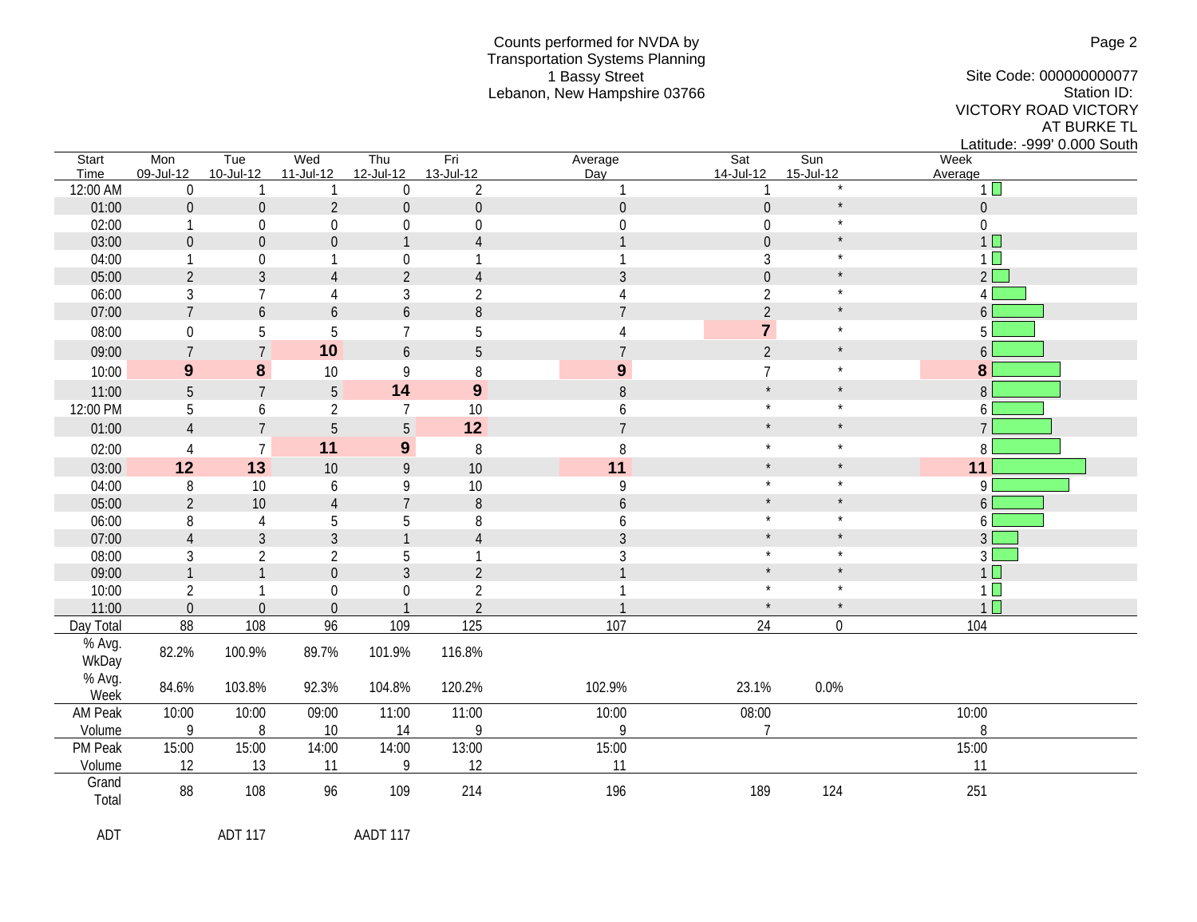Counts performed for NVDA by
Transportation Systems Planning
1 Bassy Street
Lebanon, New Hampshire 03766

Site Code: 000000000077
Station ID:
VICTORY ROAD VICTORY AT BURKE TL
Latitude: -999' 0.000 South

| Start Time | Mon 09-Jul-12 | Tue 10-Jul-12 | Wed 11-Jul-12 | Thu 12-Jul-12 | Fri 13-Jul-12 | Average Day | Sat 14-Jul-12 | Sun 15-Jul-12 | Week Average |
|---|---|---|---|---|---|---|---|---|---|
| 12:00 AM | 0 | 1 | 1 | 0 | 2 | 1 | 1 | * | 1 |
| 01:00 | 0 | 0 | 2 | 0 | 0 | 0 | 0 | * | 0 |
| 02:00 | 1 | 0 | 0 | 0 | 0 | 0 | 0 | * | 0 |
| 03:00 | 0 | 0 | 0 | 1 | 4 | 1 | 0 | * | 1 |
| 04:00 | 1 | 0 | 1 | 0 | 1 | 1 | 3 | * | 1 |
| 05:00 | 2 | 3 | 4 | 2 | 4 | 3 | 0 | * | 2 |
| 06:00 | 3 | 7 | 4 | 3 | 2 | 4 | 2 | * | 4 |
| 07:00 | 7 | 6 | 6 | 6 | 8 | 7 | 2 | * | 6 |
| 08:00 | 0 | 5 | 5 | 7 | 5 | 4 | **7** | * | 5 |
| 09:00 | 7 | 7 | **10** | 6 | 5 | 7 | 2 | * | 6 |
| 10:00 | **9** | **8** | 10 | 9 | 8 | **9** | 7 | * | **8** |
| 11:00 | 5 | 7 | 5 | **14** | **9** | 8 | * | * | 8 |
| 12:00 PM | 5 | 6 | 2 | 7 | 10 | 6 | * | * | 6 |
| 01:00 | 4 | 7 | 5 | 5 | **12** | 7 | * | * | 7 |
| 02:00 | 4 | 7 | **11** | **9** | 8 | 8 | * | * | 8 |
| 03:00 | **12** | **13** | 10 | 9 | 10 | **11** | * | * | **11** |
| 04:00 | 8 | 10 | 6 | 9 | 10 | 9 | * | * | 9 |
| 05:00 | 2 | 10 | 4 | 7 | 8 | 6 | * | * | 6 |
| 06:00 | 8 | 4 | 5 | 5 | 8 | 6 | * | * | 6 |
| 07:00 | 4 | 3 | 3 | 1 | 4 | 3 | * | * | 3 |
| 08:00 | 3 | 2 | 2 | 5 | 1 | 3 | * | * | 3 |
| 09:00 | 1 | 1 | 0 | 3 | 2 | 1 | * | * | 1 |
| 10:00 | 2 | 1 | 0 | 0 | 2 | 1 | * | * | 1 |
| 11:00 | 0 | 0 | 0 | 1 | 2 | 1 | * | * | 1 |
| Day Total | 88 | 108 | 96 | 109 | 125 | 107 | 24 | 0 | 104 |
| % Avg. WkDay | 82.2% | 100.9% | 89.7% | 101.9% | 116.8% | | | | |
| % Avg. Week | 84.6% | 103.8% | 92.3% | 104.8% | 120.2% | 102.9% | 23.1% | 0.0% | |
| AM Peak | 10:00 | 10:00 | 09:00 | 11:00 | 11:00 | 10:00 | 08:00 | | 10:00 |
| Volume | 9 | 8 | 10 | 14 | 9 | 9 | 7 | | 8 |
| PM Peak | 15:00 | 15:00 | 14:00 | 14:00 | 13:00 | 15:00 | | | 15:00 |
| Volume | 12 | 13 | 11 | 9 | 12 | 11 | | | 11 |
| Grand Total | 88 | 108 | 96 | 109 | 214 | 196 | 189 | 124 | 251 |

ADT    ADT 117    AADT 117